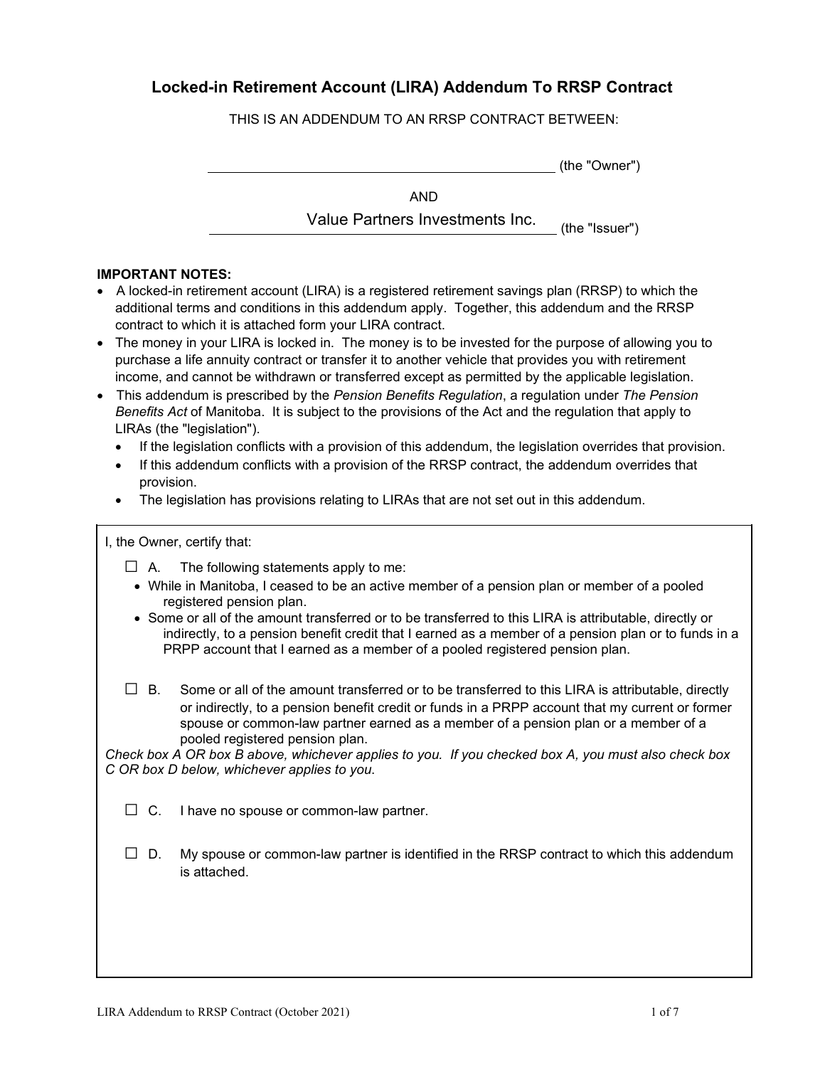# Locked-in Retirement Account (LIRA) Addendum To RRSP Contract

THIS IS AN ADDENDUM TO AN RRSP CONTRACT BETWEEN:

\_\_\_\_\_\_\_\_\_\_\_\_\_\_\_\_\_\_\_\_\_\_\_\_\_\_\_\_\_\_\_\_\_\_\_\_\_\_\_\_ (the "Owner")

AND

Value Partners Investments Inc. (the "Issuer")

**IMPORTANT NOTES:**

- A locked-in retirement account (LIRA) is a registered retirement savings plan (RRSP) to which the additional terms and conditions in this addendum apply. Together, this addendum and the RRSP contract to which it is attached form your LIRA contract.
- The money in your LIRA is locked in. The money is to be invested for the purpose of allowing you to purchase a life annuity contract or transfer it to another vehicle that provides you with retirement income, and cannot be withdrawn or transferred except as permitted by the applicable legislation.
- This addendum is prescribed by the *Pension Benefits Regulation*, a regulation under *The Pension Benefits Act* of Manitoba. It is subject to the provisions of the Act and the regulation that apply to LIRAs (the "legislation").
  - If the legislation conflicts with a provision of this addendum, the legislation overrides that provision.
  - If this addendum conflicts with a provision of the RRSP contract, the addendum overrides that provision.
  - The legislation has provisions relating to LIRAs that are not set out in this addendum.

I, the Owner, certify that:

☐ A. The following statements apply to me:
- While in Manitoba, I ceased to be an active member of a pension plan or member of a pooled registered pension plan.
- Some or all of the amount transferred or to be transferred to this LIRA is attributable, directly or indirectly, to a pension benefit credit that I earned as a member of a pension plan or to funds in a PRPP account that I earned as a member of a pooled registered pension plan.

☐ B. Some or all of the amount transferred or to be transferred to this LIRA is attributable, directly or indirectly, to a pension benefit credit or funds in a PRPP account that my current or former spouse or common-law partner earned as a member of a pension plan or a member of a pooled registered pension plan.

*Check box A OR box B above, whichever applies to you. If you checked box A, you must also check box C OR box D below, whichever applies to you.*

☐ C. I have no spouse or common-law partner.

☐ D. My spouse or common-law partner is identified in the RRSP contract to which this addendum is attached.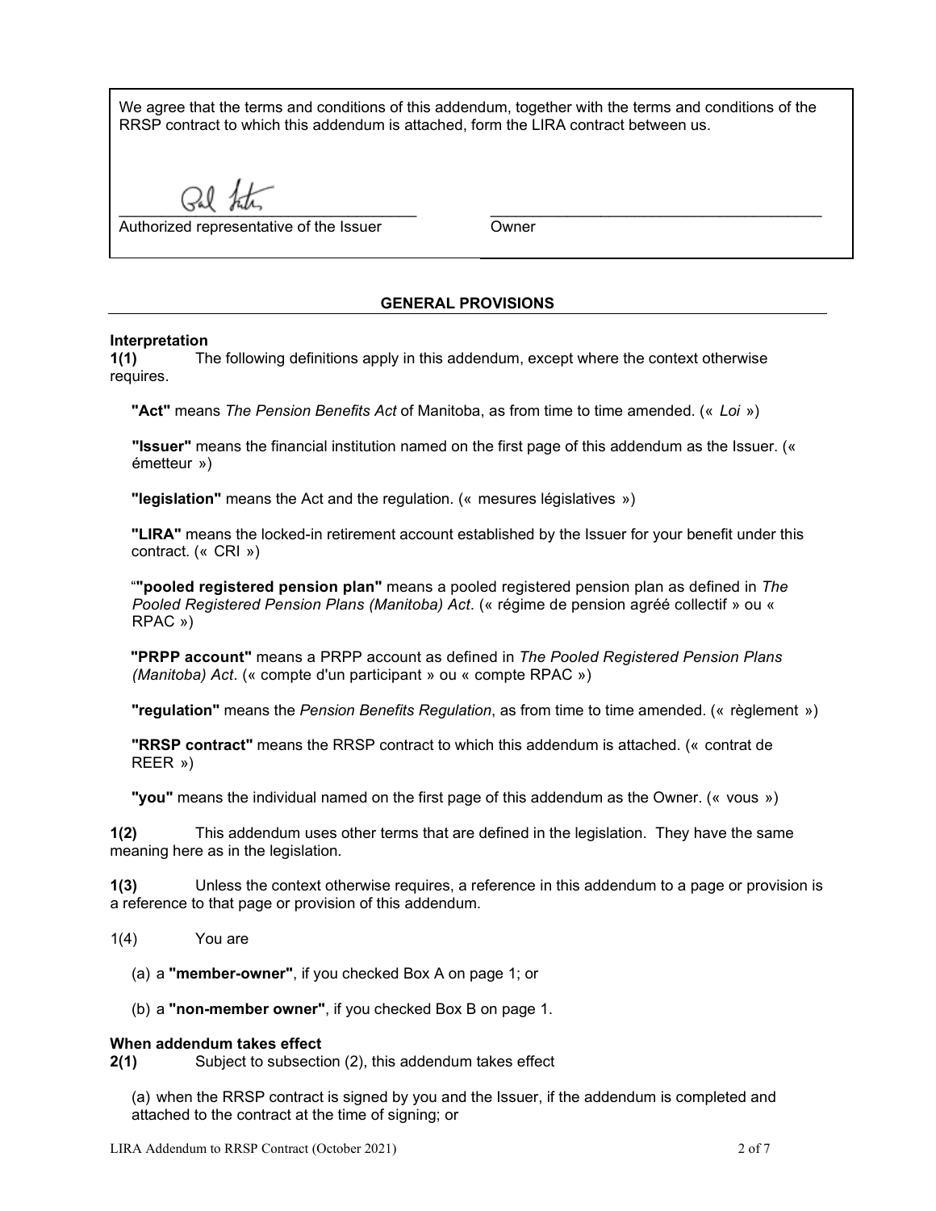We agree that the terms and conditions of this addendum, together with the terms and conditions of the RRSP contract to which this addendum is attached, form the LIRA contract between us.

| _______________________________________ | _______________________________________ |
|---|---|
| Authorized representative of the Issuer | Owner |

## GENERAL PROVISIONS

**Interpretation**

**1(1)** The following definitions apply in this addendum, except where the context otherwise requires.

**"Act"** means *The Pension Benefits Act* of Manitoba, as from time to time amended. (« *Loi* »)

**"Issuer"** means the financial institution named on the first page of this addendum as the Issuer. (« émetteur »)

**"legislation"** means the Act and the regulation. (« mesures législatives »)

**"LIRA"** means the locked-in retirement account established by the Issuer for your benefit under this contract. (« CRI »)

"**"pooled registered pension plan"** means a pooled registered pension plan as defined in *The Pooled Registered Pension Plans (Manitoba) Act*. (« régime de pension agréé collectif » ou « RPAC »)

**"PRPP account"** means a PRPP account as defined in *The Pooled Registered Pension Plans (Manitoba) Act*. (« compte d'un participant » ou « compte RPAC »)

**"regulation"** means the *Pension Benefits Regulation*, as from time to time amended. (« règlement »)

**"RRSP contract"** means the RRSP contract to which this addendum is attached. (« contrat de REER »)

**"you"** means the individual named on the first page of this addendum as the Owner. (« vous »)

**1(2)** This addendum uses other terms that are defined in the legislation. They have the same meaning here as in the legislation.

**1(3)** Unless the context otherwise requires, a reference in this addendum to a page or provision is a reference to that page or provision of this addendum.

1(4) You are

(a) a **"member-owner"**, if you checked Box A on page 1; or

(b) a **"non-member owner"**, if you checked Box B on page 1.

**When addendum takes effect**

**2(1)** Subject to subsection (2), this addendum takes effect

(a) when the RRSP contract is signed by you and the Issuer, if the addendum is completed and attached to the contract at the time of signing; or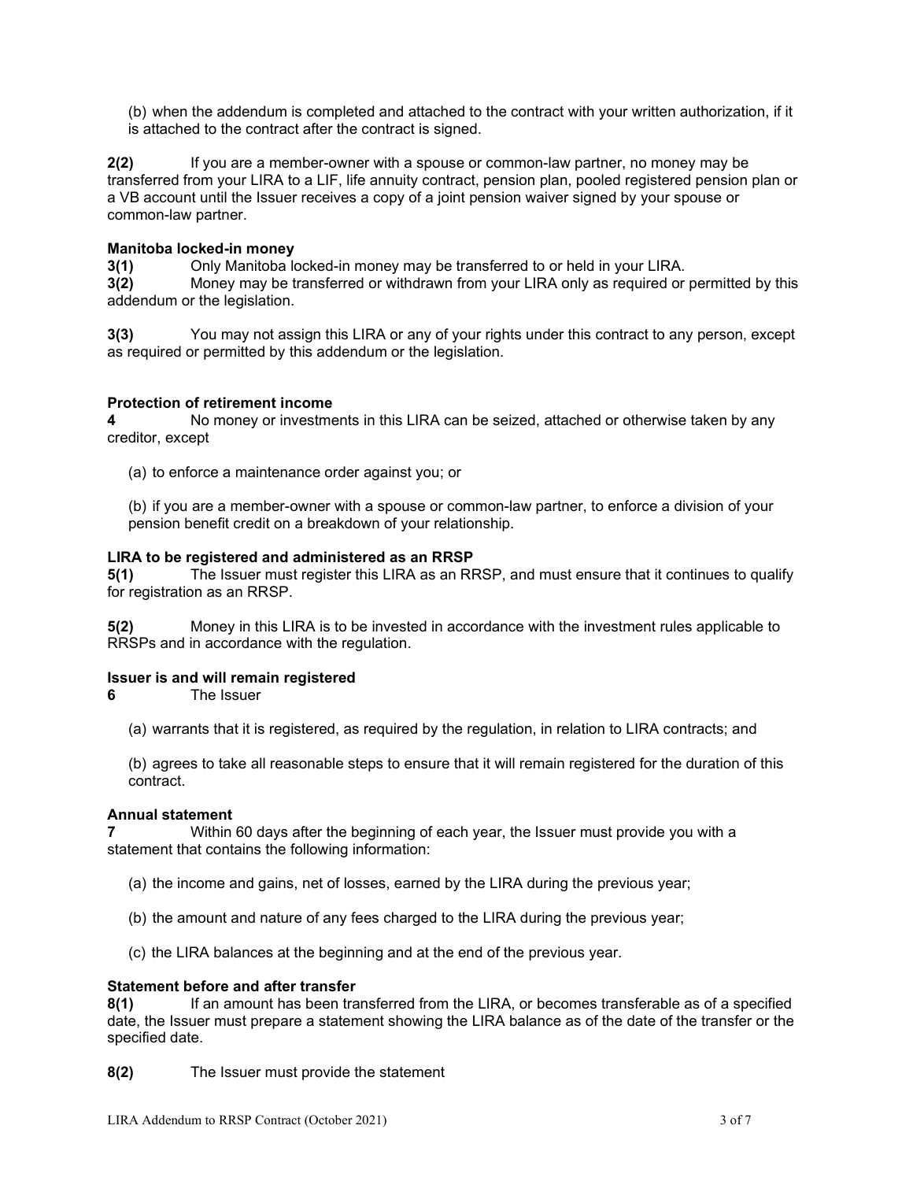(b) when the addendum is completed and attached to the contract with your written authorization, if it is attached to the contract after the contract is signed.

**2(2)** If you are a member-owner with a spouse or common-law partner, no money may be transferred from your LIRA to a LIF, life annuity contract, pension plan, pooled registered pension plan or a VB account until the Issuer receives a copy of a joint pension waiver signed by your spouse or common-law partner.

**Manitoba locked-in money**

**3(1)** Only Manitoba locked-in money may be transferred to or held in your LIRA.

**3(2)** Money may be transferred or withdrawn from your LIRA only as required or permitted by this addendum or the legislation.

**3(3)** You may not assign this LIRA or any of your rights under this contract to any person, except as required or permitted by this addendum or the legislation.

**Protection of retirement income**

**4** No money or investments in this LIRA can be seized, attached or otherwise taken by any creditor, except

(a) to enforce a maintenance order against you; or

(b) if you are a member-owner with a spouse or common-law partner, to enforce a division of your pension benefit credit on a breakdown of your relationship.

**LIRA to be registered and administered as an RRSP**

**5(1)** The Issuer must register this LIRA as an RRSP, and must ensure that it continues to qualify for registration as an RRSP.

**5(2)** Money in this LIRA is to be invested in accordance with the investment rules applicable to RRSPs and in accordance with the regulation.

**Issuer is and will remain registered**

**6** The Issuer

(a) warrants that it is registered, as required by the regulation, in relation to LIRA contracts; and

(b) agrees to take all reasonable steps to ensure that it will remain registered for the duration of this contract.

**Annual statement**

**7** Within 60 days after the beginning of each year, the Issuer must provide you with a statement that contains the following information:

(a) the income and gains, net of losses, earned by the LIRA during the previous year;

(b) the amount and nature of any fees charged to the LIRA during the previous year;

(c) the LIRA balances at the beginning and at the end of the previous year.

**Statement before and after transfer**

**8(1)** If an amount has been transferred from the LIRA, or becomes transferable as of a specified date, the Issuer must prepare a statement showing the LIRA balance as of the date of the transfer or the specified date.

**8(2)** The Issuer must provide the statement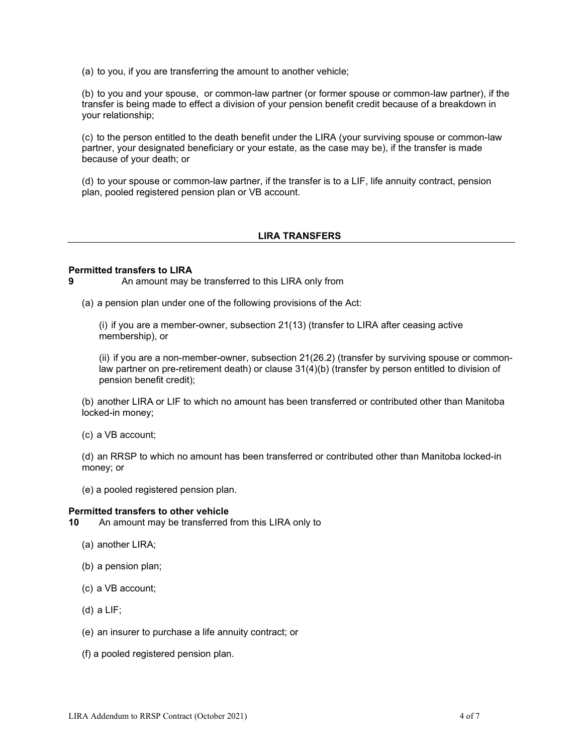(a) to you, if you are transferring the amount to another vehicle;

(b) to you and your spouse, or common-law partner (or former spouse or common-law partner), if the transfer is being made to effect a division of your pension benefit credit because of a breakdown in your relationship;

(c) to the person entitled to the death benefit under the LIRA (your surviving spouse or common-law partner, your designated beneficiary or your estate, as the case may be), if the transfer is made because of your death; or

(d) to your spouse or common-law partner, if the transfer is to a LIF, life annuity contract, pension plan, pooled registered pension plan or VB account.

## LIRA TRANSFERS

**Permitted transfers to LIRA**

**9** An amount may be transferred to this LIRA only from

(a) a pension plan under one of the following provisions of the Act:

(i) if you are a member-owner, subsection 21(13) (transfer to LIRA after ceasing active membership), or

(ii) if you are a non-member-owner, subsection 21(26.2) (transfer by surviving spouse or common-law partner on pre-retirement death) or clause 31(4)(b) (transfer by person entitled to division of pension benefit credit);

(b) another LIRA or LIF to which no amount has been transferred or contributed other than Manitoba locked-in money;

(c) a VB account;

(d) an RRSP to which no amount has been transferred or contributed other than Manitoba locked-in money; or

(e) a pooled registered pension plan.

**Permitted transfers to other vehicle**

**10** An amount may be transferred from this LIRA only to

(a) another LIRA;

(b) a pension plan;

(c) a VB account;

(d) a LIF;

(e) an insurer to purchase a life annuity contract; or

(f) a pooled registered pension plan.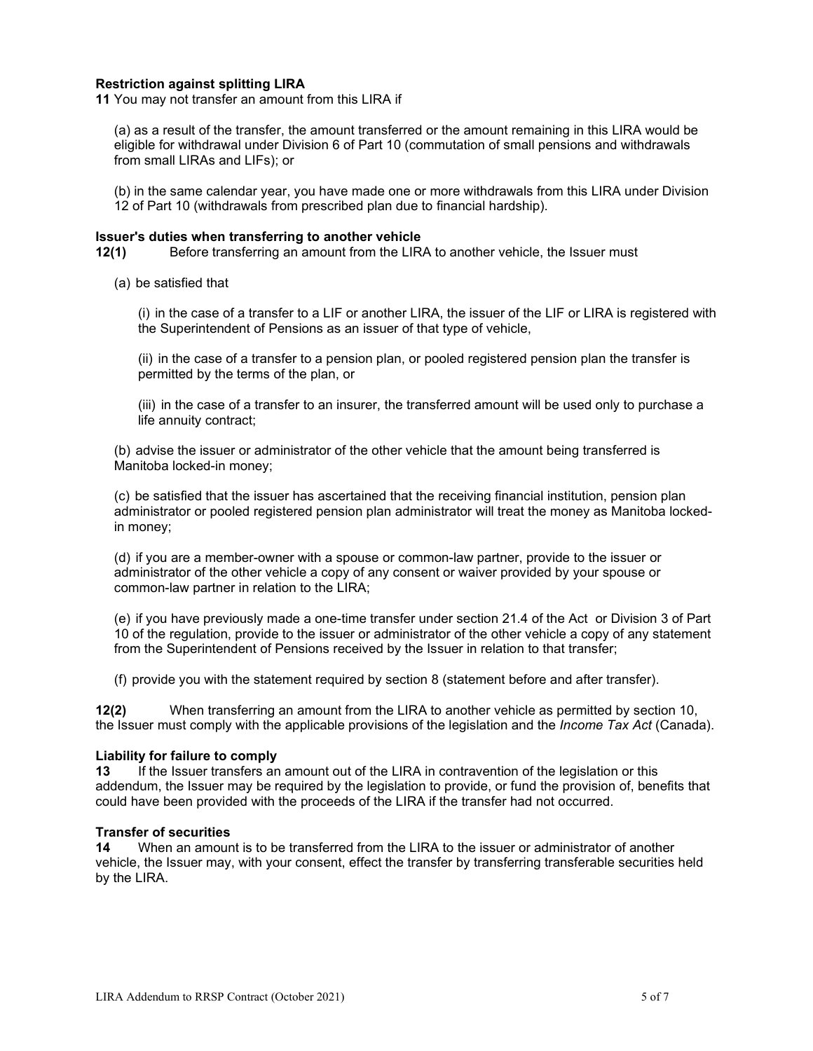**Restriction against splitting LIRA**

**11** You may not transfer an amount from this LIRA if

(a) as a result of the transfer, the amount transferred or the amount remaining in this LIRA would be eligible for withdrawal under Division 6 of Part 10 (commutation of small pensions and withdrawals from small LIRAs and LIFs); or

(b) in the same calendar year, you have made one or more withdrawals from this LIRA under Division 12 of Part 10 (withdrawals from prescribed plan due to financial hardship).

**Issuer's duties when transferring to another vehicle**

**12(1)** Before transferring an amount from the LIRA to another vehicle, the Issuer must

(a) be satisfied that

(i) in the case of a transfer to a LIF or another LIRA, the issuer of the LIF or LIRA is registered with the Superintendent of Pensions as an issuer of that type of vehicle,

(ii) in the case of a transfer to a pension plan, or pooled registered pension plan the transfer is permitted by the terms of the plan, or

(iii) in the case of a transfer to an insurer, the transferred amount will be used only to purchase a life annuity contract;

(b) advise the issuer or administrator of the other vehicle that the amount being transferred is Manitoba locked-in money;

(c) be satisfied that the issuer has ascertained that the receiving financial institution, pension plan administrator or pooled registered pension plan administrator will treat the money as Manitoba locked-in money;

(d) if you are a member-owner with a spouse or common-law partner, provide to the issuer or administrator of the other vehicle a copy of any consent or waiver provided by your spouse or common-law partner in relation to the LIRA;

(e) if you have previously made a one-time transfer under section 21.4 of the Act or Division 3 of Part 10 of the regulation, provide to the issuer or administrator of the other vehicle a copy of any statement from the Superintendent of Pensions received by the Issuer in relation to that transfer;

(f) provide you with the statement required by section 8 (statement before and after transfer).

**12(2)** When transferring an amount from the LIRA to another vehicle as permitted by section 10, the Issuer must comply with the applicable provisions of the legislation and the *Income Tax Act* (Canada).

**Liability for failure to comply**

**13** If the Issuer transfers an amount out of the LIRA in contravention of the legislation or this addendum, the Issuer may be required by the legislation to provide, or fund the provision of, benefits that could have been provided with the proceeds of the LIRA if the transfer had not occurred.

**Transfer of securities**

**14** When an amount is to be transferred from the LIRA to the issuer or administrator of another vehicle, the Issuer may, with your consent, effect the transfer by transferring transferable securities held by the LIRA.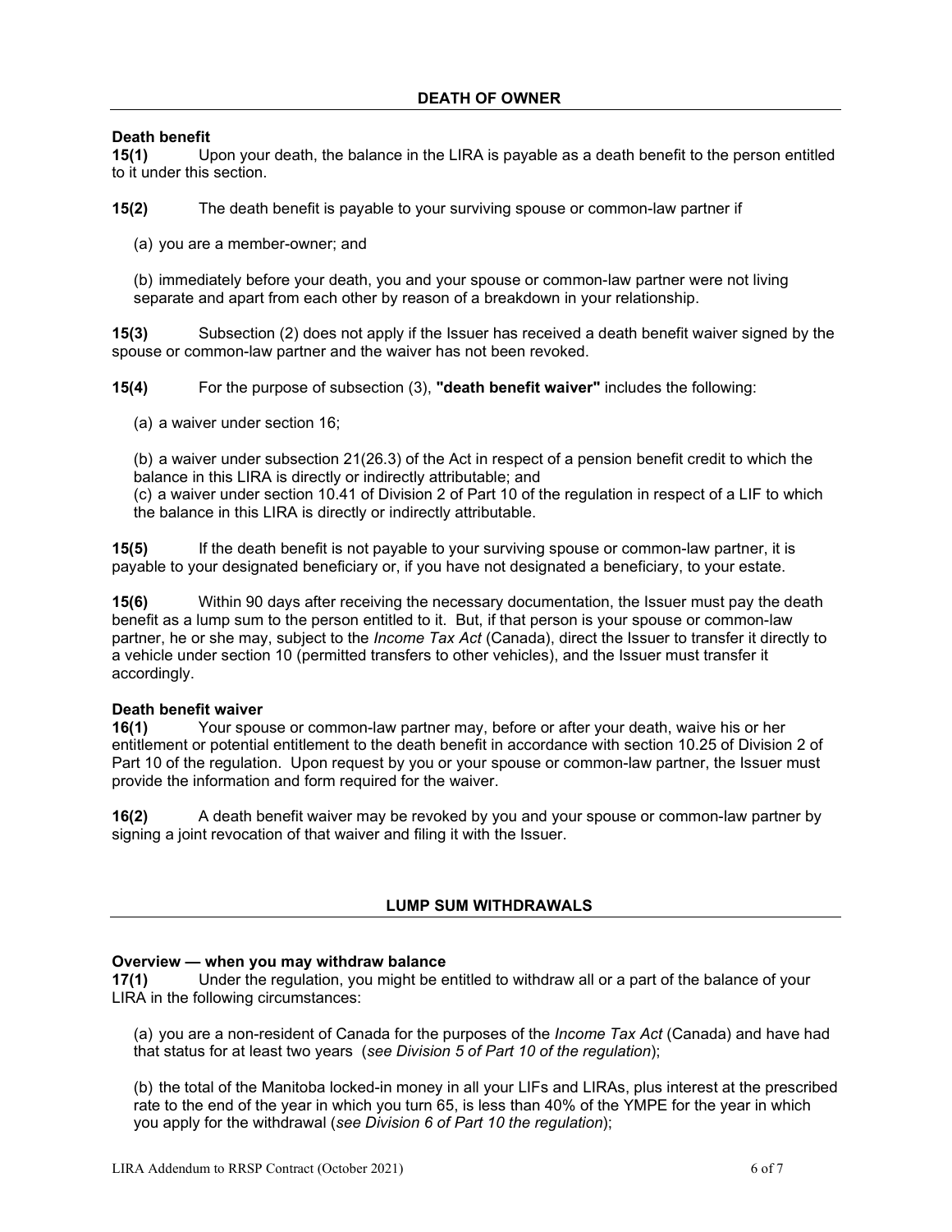## DEATH OF OWNER

**Death benefit**

**15(1)** Upon your death, the balance in the LIRA is payable as a death benefit to the person entitled to it under this section.

**15(2)** The death benefit is payable to your surviving spouse or common-law partner if

(a) you are a member-owner; and

(b) immediately before your death, you and your spouse or common-law partner were not living separate and apart from each other by reason of a breakdown in your relationship.

**15(3)** Subsection (2) does not apply if the Issuer has received a death benefit waiver signed by the spouse or common-law partner and the waiver has not been revoked.

**15(4)** For the purpose of subsection (3), **"death benefit waiver"** includes the following:

(a) a waiver under section 16;

(b) a waiver under subsection 21(26.3) of the Act in respect of a pension benefit credit to which the balance in this LIRA is directly or indirectly attributable; and

(c) a waiver under section 10.41 of Division 2 of Part 10 of the regulation in respect of a LIF to which the balance in this LIRA is directly or indirectly attributable.

**15(5)** If the death benefit is not payable to your surviving spouse or common-law partner, it is payable to your designated beneficiary or, if you have not designated a beneficiary, to your estate.

**15(6)** Within 90 days after receiving the necessary documentation, the Issuer must pay the death benefit as a lump sum to the person entitled to it. But, if that person is your spouse or common-law partner, he or she may, subject to the *Income Tax Act* (Canada), direct the Issuer to transfer it directly to a vehicle under section 10 (permitted transfers to other vehicles), and the Issuer must transfer it accordingly.

**Death benefit waiver**

**16(1)** Your spouse or common-law partner may, before or after your death, waive his or her entitlement or potential entitlement to the death benefit in accordance with section 10.25 of Division 2 of Part 10 of the regulation. Upon request by you or your spouse or common-law partner, the Issuer must provide the information and form required for the waiver.

**16(2)** A death benefit waiver may be revoked by you and your spouse or common-law partner by signing a joint revocation of that waiver and filing it with the Issuer.

## LUMP SUM WITHDRAWALS

**Overview — when you may withdraw balance**

**17(1)** Under the regulation, you might be entitled to withdraw all or a part of the balance of your LIRA in the following circumstances:

(a) you are a non-resident of Canada for the purposes of the *Income Tax Act* (Canada) and have had that status for at least two years (*see Division 5 of Part 10 of the regulation*);

(b) the total of the Manitoba locked-in money in all your LIFs and LIRAs, plus interest at the prescribed rate to the end of the year in which you turn 65, is less than 40% of the YMPE for the year in which you apply for the withdrawal (*see Division 6 of Part 10 the regulation*);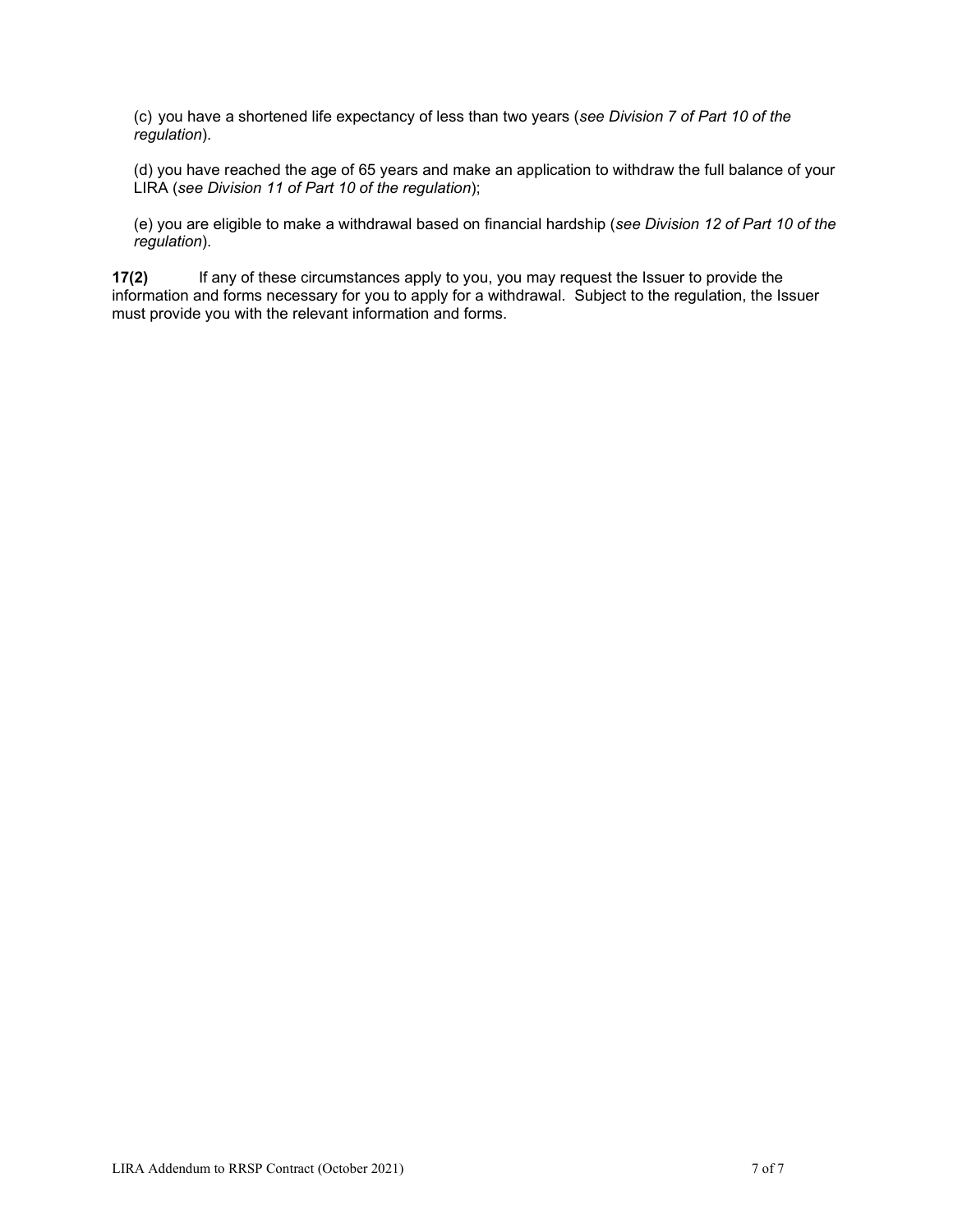(c) you have a shortened life expectancy of less than two years (*see Division 7 of Part 10 of the regulation*).

(d) you have reached the age of 65 years and make an application to withdraw the full balance of your LIRA (*see Division 11 of Part 10 of the regulation*);

(e) you are eligible to make a withdrawal based on financial hardship (*see Division 12 of Part 10 of the regulation*).

**17(2)** If any of these circumstances apply to you, you may request the Issuer to provide the information and forms necessary for you to apply for a withdrawal. Subject to the regulation, the Issuer must provide you with the relevant information and forms.